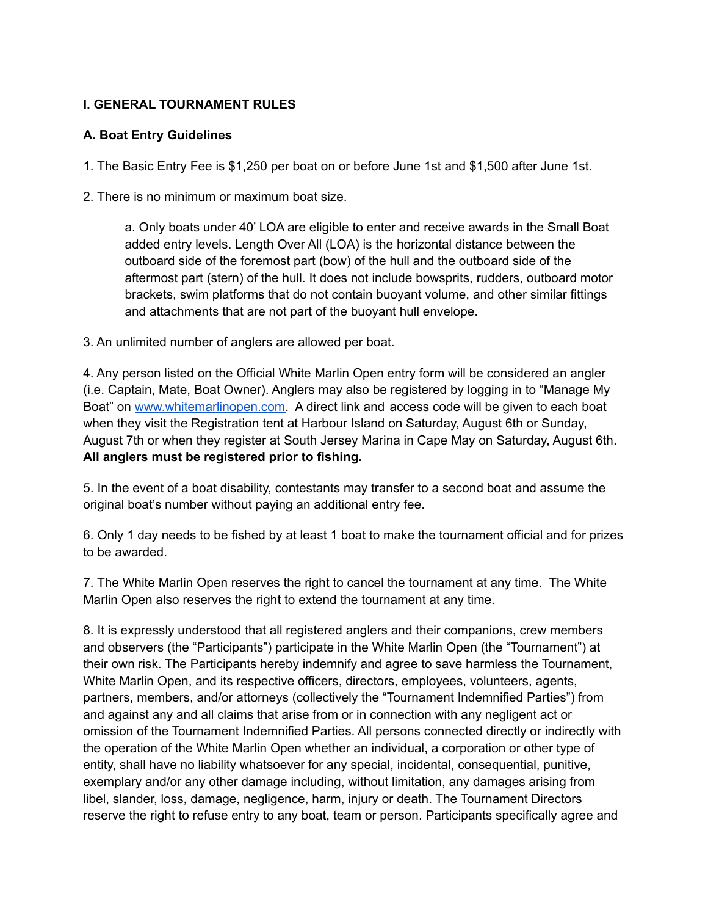### I. GENERAL TOURNAMENT RULES

#### A. Boat Entry Guidelines

1. The Basic Entry Fee is $1,250 per boat on or before June 1st and $1,500 after June 1st.

2. There is no minimum or maximum boat size.

   a. Only boats under 40' LOA are eligible to enter and receive awards in the Small Boat added entry levels. Length Over All (LOA) is the horizontal distance between the outboard side of the foremost part (bow) of the hull and the outboard side of the aftermost part (stern) of the hull. It does not include bowsprits, rudders, outboard motor brackets, swim platforms that do not contain buoyant volume, and other similar fittings and attachments that are not part of the buoyant hull envelope.

3. An unlimited number of anglers are allowed per boat.

4. Any person listed on the Official White Marlin Open entry form will be considered an angler (i.e. Captain, Mate, Boat Owner). Anglers may also be registered by logging in to "Manage My Boat" on [www.whitemarlinopen.com](http://www.whitemarlinopen.com). A direct link and access code will be given to each boat when they visit the Registration tent at Harbour Island on Saturday, August 6th or Sunday, August 7th or when they register at South Jersey Marina in Cape May on Saturday, August 6th. **All anglers must be registered prior to fishing.**

5. In the event of a boat disability, contestants may transfer to a second boat and assume the original boat's number without paying an additional entry fee.

6. Only 1 day needs to be fished by at least 1 boat to make the tournament official and for prizes to be awarded.

7. The White Marlin Open reserves the right to cancel the tournament at any time. The White Marlin Open also reserves the right to extend the tournament at any time.

8. It is expressly understood that all registered anglers and their companions, crew members and observers (the "Participants") participate in the White Marlin Open (the "Tournament") at their own risk. The Participants hereby indemnify and agree to save harmless the Tournament, White Marlin Open, and its respective officers, directors, employees, volunteers, agents, partners, members, and/or attorneys (collectively the "Tournament Indemnified Parties") from and against any and all claims that arise from or in connection with any negligent act or omission of the Tournament Indemnified Parties. All persons connected directly or indirectly with the operation of the White Marlin Open whether an individual, a corporation or other type of entity, shall have no liability whatsoever for any special, incidental, consequential, punitive, exemplary and/or any other damage including, without limitation, any damages arising from libel, slander, loss, damage, negligence, harm, injury or death. The Tournament Directors reserve the right to refuse entry to any boat, team or person. Participants specifically agree and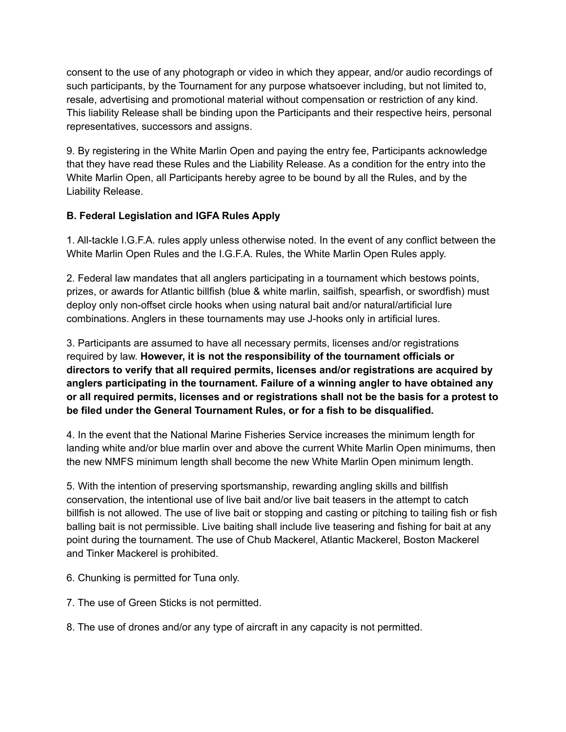consent to the use of any photograph or video in which they appear, and/or audio recordings of such participants, by the Tournament for any purpose whatsoever including, but not limited to, resale, advertising and promotional material without compensation or restriction of any kind. This liability Release shall be binding upon the Participants and their respective heirs, personal representatives, successors and assigns.

9. By registering in the White Marlin Open and paying the entry fee, Participants acknowledge that they have read these Rules and the Liability Release. As a condition for the entry into the White Marlin Open, all Participants hereby agree to be bound by all the Rules, and by the Liability Release.

**B. Federal Legislation and IGFA Rules Apply**

1. All-tackle I.G.F.A. rules apply unless otherwise noted. In the event of any conflict between the White Marlin Open Rules and the I.G.F.A. Rules, the White Marlin Open Rules apply.

2. Federal law mandates that all anglers participating in a tournament which bestows points, prizes, or awards for Atlantic billfish (blue & white marlin, sailfish, spearfish, or swordfish) must deploy only non-offset circle hooks when using natural bait and/or natural/artificial lure combinations. Anglers in these tournaments may use J-hooks only in artificial lures.

3. Participants are assumed to have all necessary permits, licenses and/or registrations required by law. **However, it is not the responsibility of the tournament officials or directors to verify that all required permits, licenses and/or registrations are acquired by anglers participating in the tournament. Failure of a winning angler to have obtained any or all required permits, licenses and or registrations shall not be the basis for a protest to be filed under the General Tournament Rules, or for a fish to be disqualified.**

4. In the event that the National Marine Fisheries Service increases the minimum length for landing white and/or blue marlin over and above the current White Marlin Open minimums, then the new NMFS minimum length shall become the new White Marlin Open minimum length.

5. With the intention of preserving sportsmanship, rewarding angling skills and billfish conservation, the intentional use of live bait and/or live bait teasers in the attempt to catch billfish is not allowed. The use of live bait or stopping and casting or pitching to tailing fish or fish balling bait is not permissible. Live baiting shall include live teasering and fishing for bait at any point during the tournament. The use of Chub Mackerel, Atlantic Mackerel, Boston Mackerel and Tinker Mackerel is prohibited.

6. Chunking is permitted for Tuna only.

7. The use of Green Sticks is not permitted.

8. The use of drones and/or any type of aircraft in any capacity is not permitted.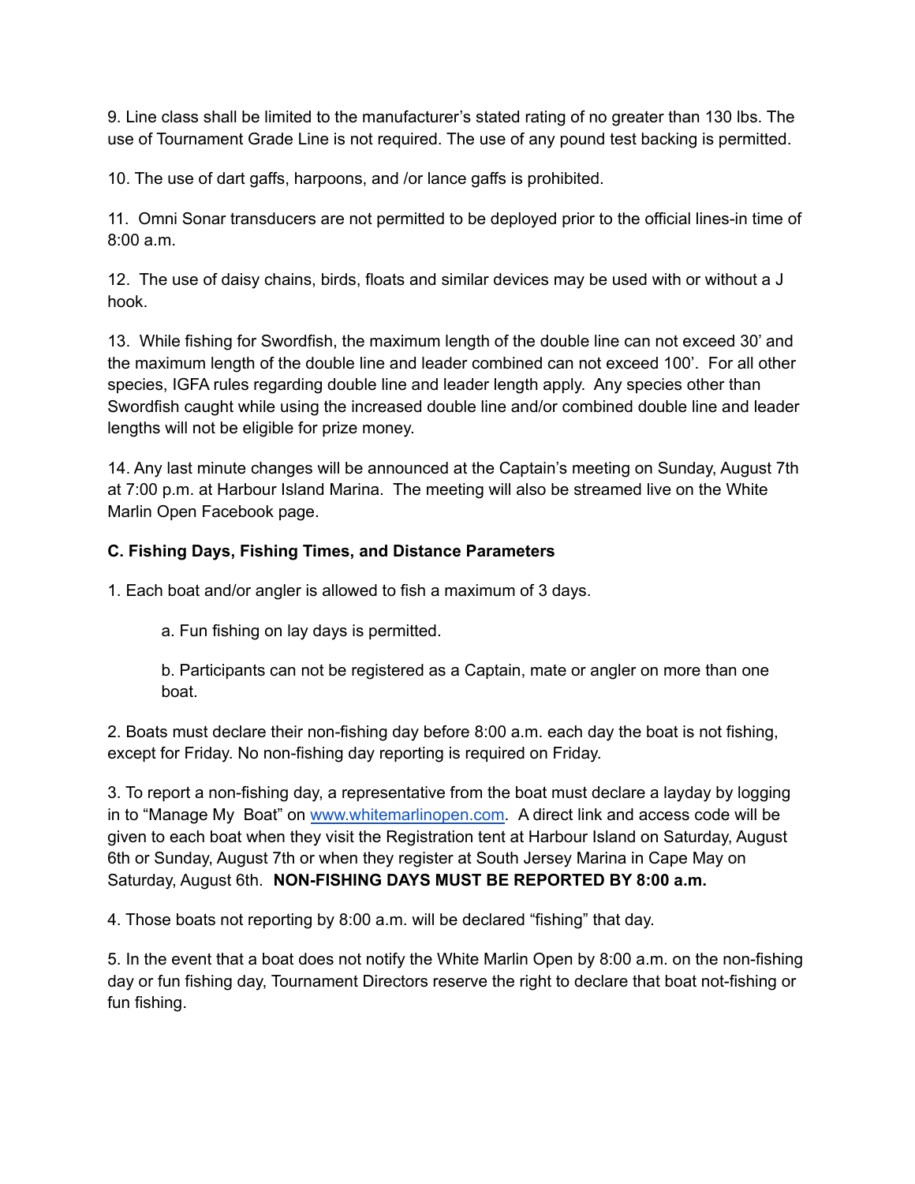9. Line class shall be limited to the manufacturer's stated rating of no greater than 130 lbs. The use of Tournament Grade Line is not required. The use of any pound test backing is permitted.

10. The use of dart gaffs, harpoons, and /or lance gaffs is prohibited.

11. Omni Sonar transducers are not permitted to be deployed prior to the official lines-in time of 8:00 a.m.

12. The use of daisy chains, birds, floats and similar devices may be used with or without a J hook.

13. While fishing for Swordfish, the maximum length of the double line can not exceed 30' and the maximum length of the double line and leader combined can not exceed 100'. For all other species, IGFA rules regarding double line and leader length apply. Any species other than Swordfish caught while using the increased double line and/or combined double line and leader lengths will not be eligible for prize money.

14. Any last minute changes will be announced at the Captain's meeting on Sunday, August 7th at 7:00 p.m. at Harbour Island Marina. The meeting will also be streamed live on the White Marlin Open Facebook page.

**C. Fishing Days, Fishing Times, and Distance Parameters**

1. Each boat and/or angler is allowed to fish a maximum of 3 days.

    a. Fun fishing on lay days is permitted.

    b. Participants can not be registered as a Captain, mate or angler on more than one boat.

2. Boats must declare their non-fishing day before 8:00 a.m. each day the boat is not fishing, except for Friday. No non-fishing day reporting is required on Friday.

3. To report a non-fishing day, a representative from the boat must declare a layday by logging in to "Manage My Boat" on www.whitemarlinopen.com. A direct link and access code will be given to each boat when they visit the Registration tent at Harbour Island on Saturday, August 6th or Sunday, August 7th or when they register at South Jersey Marina in Cape May on Saturday, August 6th. **NON-FISHING DAYS MUST BE REPORTED BY 8:00 a.m.**

4. Those boats not reporting by 8:00 a.m. will be declared "fishing" that day.

5. In the event that a boat does not notify the White Marlin Open by 8:00 a.m. on the non-fishing day or fun fishing day, Tournament Directors reserve the right to declare that boat not-fishing or fun fishing.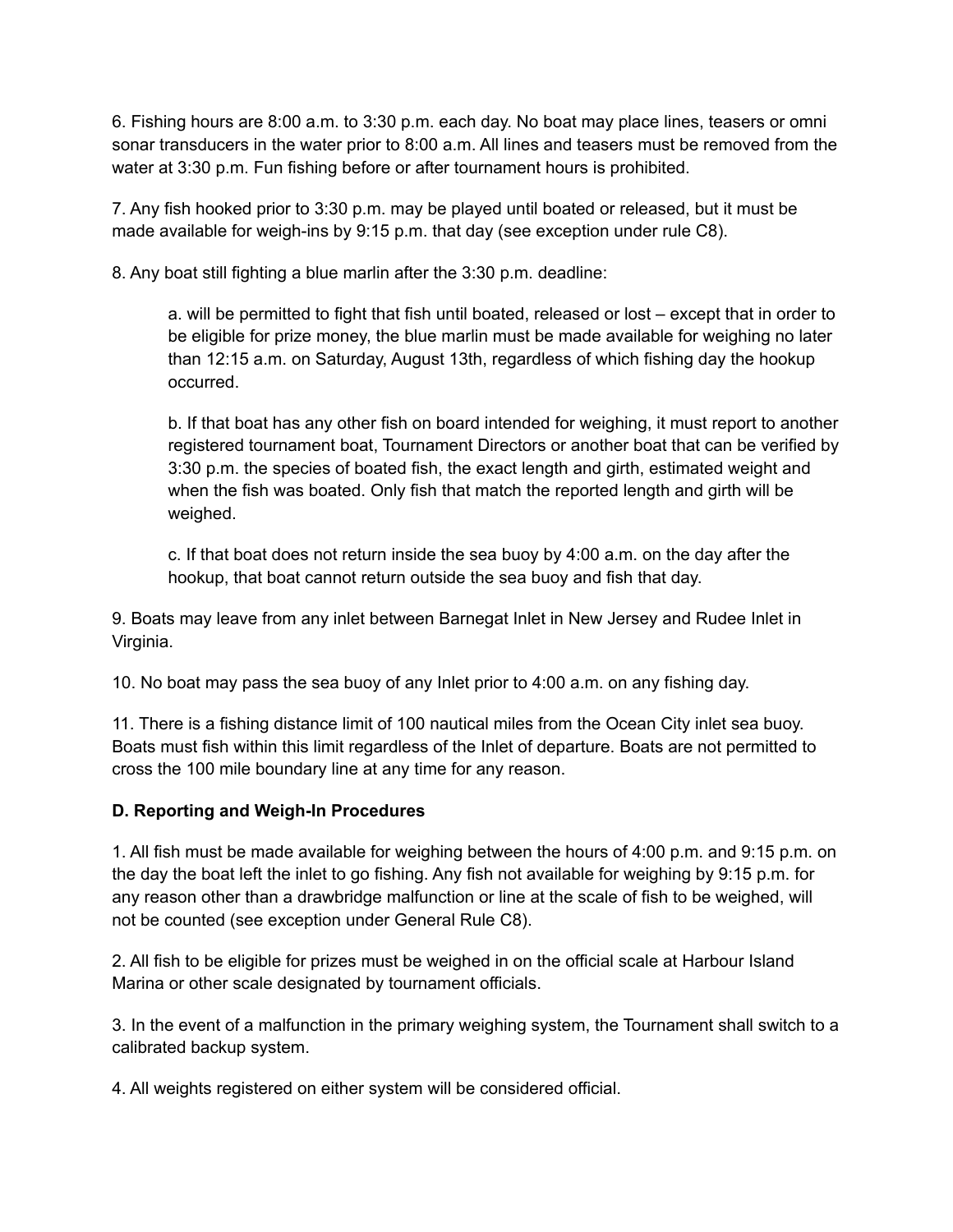6. Fishing hours are 8:00 a.m. to 3:30 p.m. each day. No boat may place lines, teasers or omni sonar transducers in the water prior to 8:00 a.m. All lines and teasers must be removed from the water at 3:30 p.m. Fun fishing before or after tournament hours is prohibited.

7. Any fish hooked prior to 3:30 p.m. may be played until boated or released, but it must be made available for weigh-ins by 9:15 p.m. that day (see exception under rule C8).

8. Any boat still fighting a blue marlin after the 3:30 p.m. deadline:

   a. will be permitted to fight that fish until boated, released or lost – except that in order to be eligible for prize money, the blue marlin must be made available for weighing no later than 12:15 a.m. on Saturday, August 13th, regardless of which fishing day the hookup occurred.

   b. If that boat has any other fish on board intended for weighing, it must report to another registered tournament boat, Tournament Directors or another boat that can be verified by 3:30 p.m. the species of boated fish, the exact length and girth, estimated weight and when the fish was boated. Only fish that match the reported length and girth will be weighed.

   c. If that boat does not return inside the sea buoy by 4:00 a.m. on the day after the hookup, that boat cannot return outside the sea buoy and fish that day.

9. Boats may leave from any inlet between Barnegat Inlet in New Jersey and Rudee Inlet in Virginia.

10. No boat may pass the sea buoy of any Inlet prior to 4:00 a.m. on any fishing day.

11. There is a fishing distance limit of 100 nautical miles from the Ocean City inlet sea buoy. Boats must fish within this limit regardless of the Inlet of departure. Boats are not permitted to cross the 100 mile boundary line at any time for any reason.

**D. Reporting and Weigh-In Procedures**

1. All fish must be made available for weighing between the hours of 4:00 p.m. and 9:15 p.m. on the day the boat left the inlet to go fishing. Any fish not available for weighing by 9:15 p.m. for any reason other than a drawbridge malfunction or line at the scale of fish to be weighed, will not be counted (see exception under General Rule C8).

2. All fish to be eligible for prizes must be weighed in on the official scale at Harbour Island Marina or other scale designated by tournament officials.

3. In the event of a malfunction in the primary weighing system, the Tournament shall switch to a calibrated backup system.

4. All weights registered on either system will be considered official.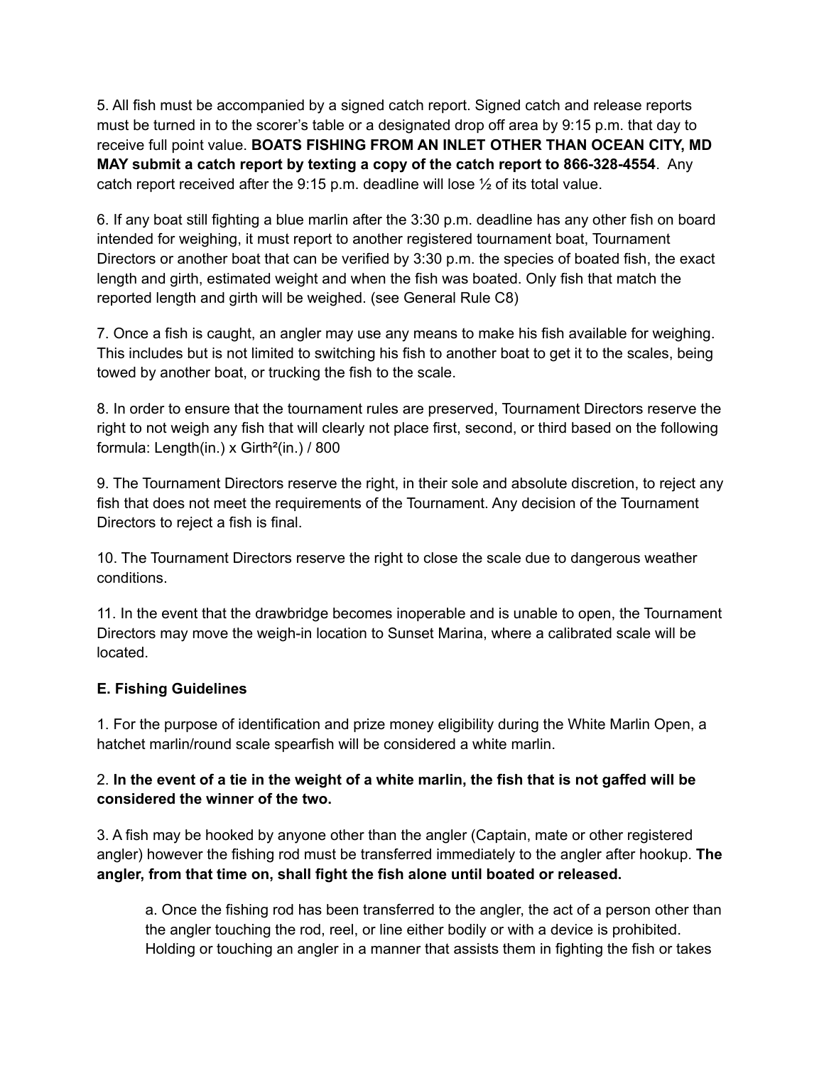5. All fish must be accompanied by a signed catch report. Signed catch and release reports must be turned in to the scorer's table or a designated drop off area by 9:15 p.m. that day to receive full point value. **BOATS FISHING FROM AN INLET OTHER THAN OCEAN CITY, MD MAY submit a catch report by texting a copy of the catch report to 866-328-4554**. Any catch report received after the 9:15 p.m. deadline will lose ½ of its total value.

6. If any boat still fighting a blue marlin after the 3:30 p.m. deadline has any other fish on board intended for weighing, it must report to another registered tournament boat, Tournament Directors or another boat that can be verified by 3:30 p.m. the species of boated fish, the exact length and girth, estimated weight and when the fish was boated. Only fish that match the reported length and girth will be weighed. (see General Rule C8)

7. Once a fish is caught, an angler may use any means to make his fish available for weighing. This includes but is not limited to switching his fish to another boat to get it to the scales, being towed by another boat, or trucking the fish to the scale.

8. In order to ensure that the tournament rules are preserved, Tournament Directors reserve the right to not weigh any fish that will clearly not place first, second, or third based on the following formula: Length(in.) x $\text{Girth}^2$(in.) / 800

9. The Tournament Directors reserve the right, in their sole and absolute discretion, to reject any fish that does not meet the requirements of the Tournament. Any decision of the Tournament Directors to reject a fish is final.

10. The Tournament Directors reserve the right to close the scale due to dangerous weather conditions.

11. In the event that the drawbridge becomes inoperable and is unable to open, the Tournament Directors may move the weigh-in location to Sunset Marina, where a calibrated scale will be located.

**E. Fishing Guidelines**

1. For the purpose of identification and prize money eligibility during the White Marlin Open, a hatchet marlin/round scale spearfish will be considered a white marlin.

2. **In the event of a tie in the weight of a white marlin, the fish that is not gaffed will be considered the winner of the two.**

3. A fish may be hooked by anyone other than the angler (Captain, mate or other registered angler) however the fishing rod must be transferred immediately to the angler after hookup. **The angler, from that time on, shall fight the fish alone until boated or released.**

   a. Once the fishing rod has been transferred to the angler, the act of a person other than the angler touching the rod, reel, or line either bodily or with a device is prohibited. Holding or touching an angler in a manner that assists them in fighting the fish or takes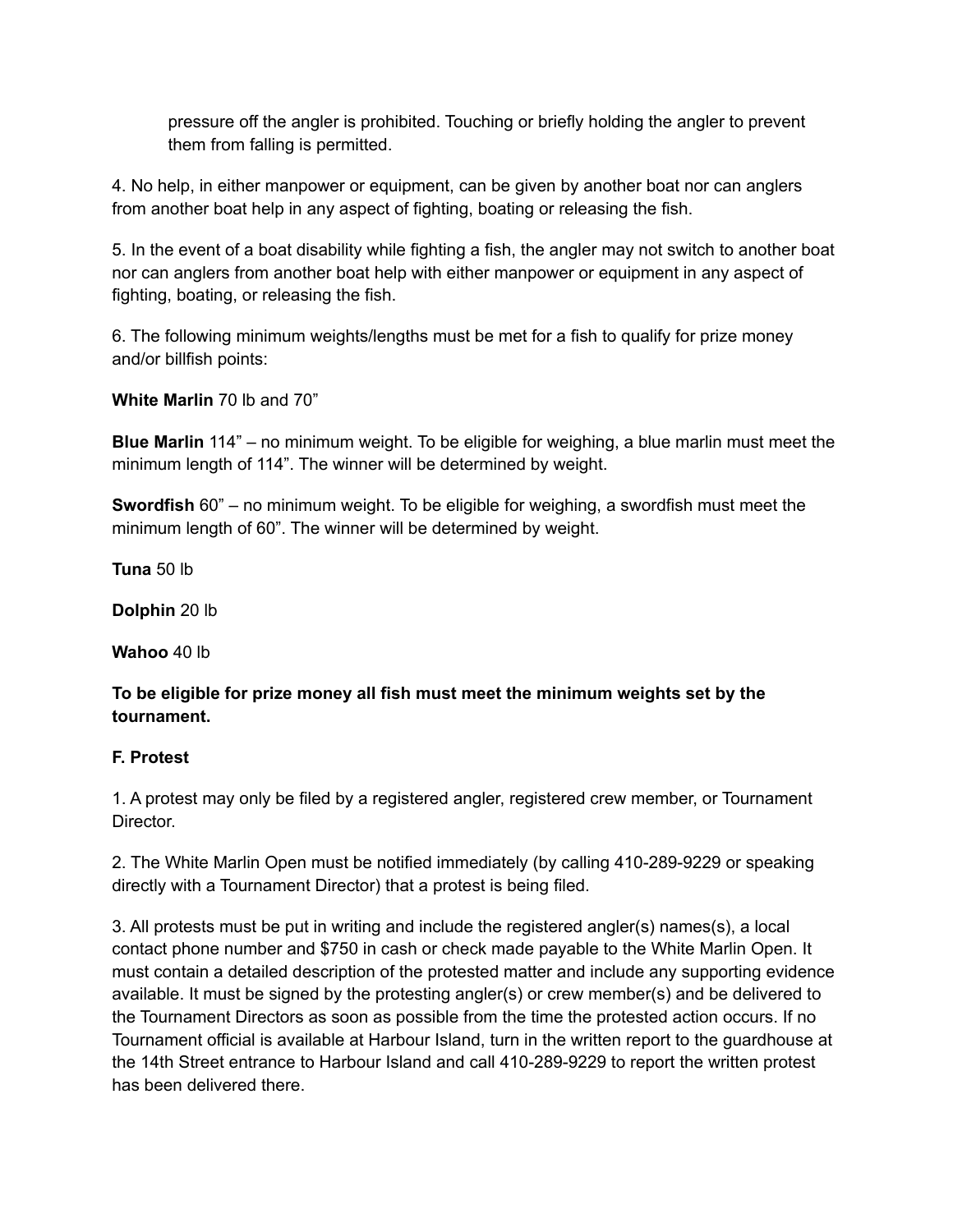pressure off the angler is prohibited. Touching or briefly holding the angler to prevent them from falling is permitted.

4. No help, in either manpower or equipment, can be given by another boat nor can anglers from another boat help in any aspect of fighting, boating or releasing the fish.

5. In the event of a boat disability while fighting a fish, the angler may not switch to another boat nor can anglers from another boat help with either manpower or equipment in any aspect of fighting, boating, or releasing the fish.

6. The following minimum weights/lengths must be met for a fish to qualify for prize money and/or billfish points:

**White Marlin** 70 lb and 70”

**Blue Marlin** 114” – no minimum weight. To be eligible for weighing, a blue marlin must meet the minimum length of 114”. The winner will be determined by weight.

**Swordfish** 60” – no minimum weight. To be eligible for weighing, a swordfish must meet the minimum length of 60”. The winner will be determined by weight.

**Tuna** 50 lb

**Dolphin** 20 lb

**Wahoo** 40 lb

**To be eligible for prize money all fish must meet the minimum weights set by the tournament.**

**F. Protest**

1. A protest may only be filed by a registered angler, registered crew member, or Tournament Director.

2. The White Marlin Open must be notified immediately (by calling 410-289-9229 or speaking directly with a Tournament Director) that a protest is being filed.

3. All protests must be put in writing and include the registered angler(s) names(s), a local contact phone number and $750 in cash or check made payable to the White Marlin Open. It must contain a detailed description of the protested matter and include any supporting evidence available. It must be signed by the protesting angler(s) or crew member(s) and be delivered to the Tournament Directors as soon as possible from the time the protested action occurs. If no Tournament official is available at Harbour Island, turn in the written report to the guardhouse at the 14th Street entrance to Harbour Island and call 410-289-9229 to report the written protest has been delivered there.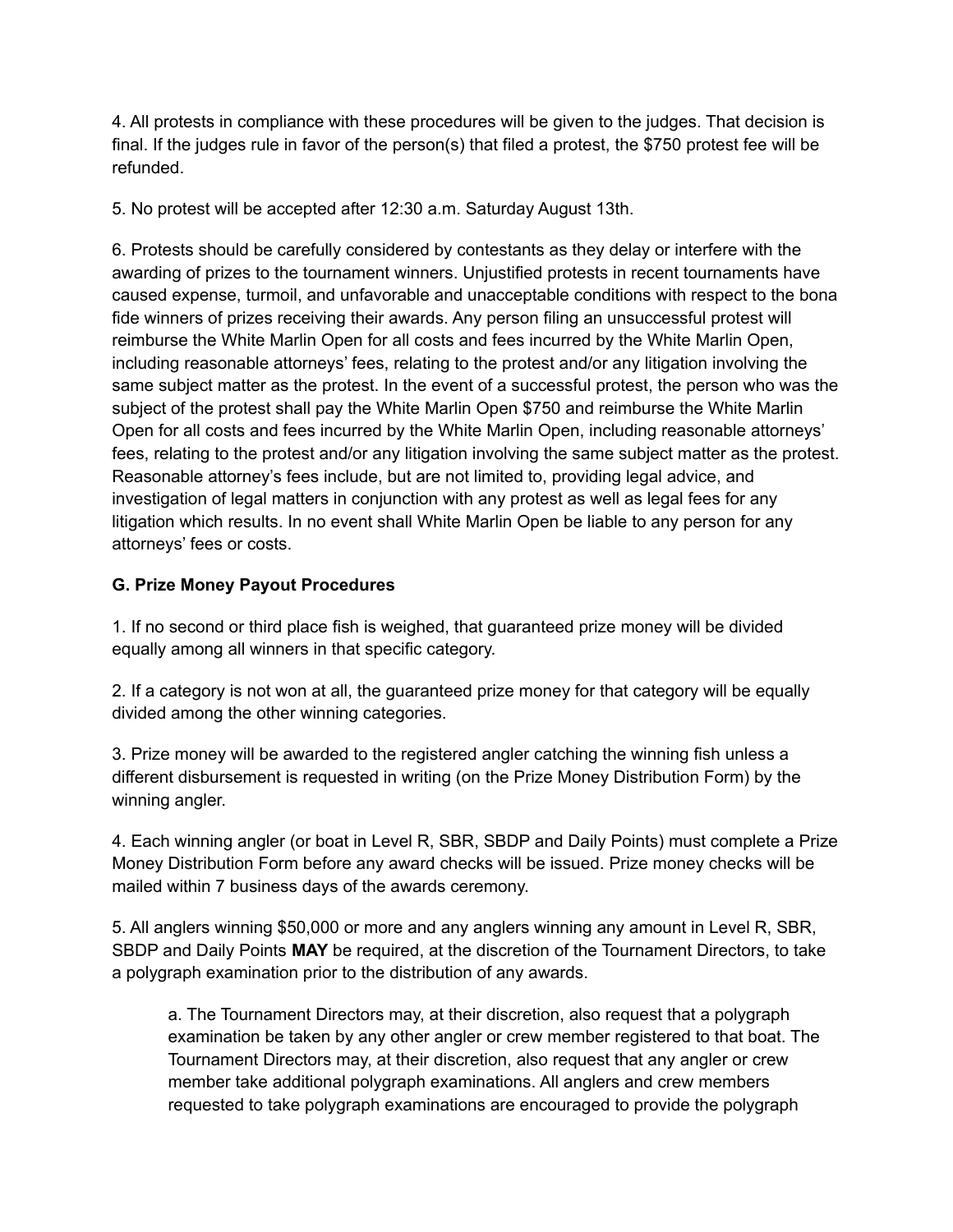4. All protests in compliance with these procedures will be given to the judges. That decision is final. If the judges rule in favor of the person(s) that filed a protest, the $750 protest fee will be refunded.

5. No protest will be accepted after 12:30 a.m. Saturday August 13th.

6. Protests should be carefully considered by contestants as they delay or interfere with the awarding of prizes to the tournament winners. Unjustified protests in recent tournaments have caused expense, turmoil, and unfavorable and unacceptable conditions with respect to the bona fide winners of prizes receiving their awards. Any person filing an unsuccessful protest will reimburse the White Marlin Open for all costs and fees incurred by the White Marlin Open, including reasonable attorneys' fees, relating to the protest and/or any litigation involving the same subject matter as the protest. In the event of a successful protest, the person who was the subject of the protest shall pay the White Marlin Open $750 and reimburse the White Marlin Open for all costs and fees incurred by the White Marlin Open, including reasonable attorneys' fees, relating to the protest and/or any litigation involving the same subject matter as the protest. Reasonable attorney's fees include, but are not limited to, providing legal advice, and investigation of legal matters in conjunction with any protest as well as legal fees for any litigation which results. In no event shall White Marlin Open be liable to any person for any attorneys' fees or costs.

**G. Prize Money Payout Procedures**

1. If no second or third place fish is weighed, that guaranteed prize money will be divided equally among all winners in that specific category.

2. If a category is not won at all, the guaranteed prize money for that category will be equally divided among the other winning categories.

3. Prize money will be awarded to the registered angler catching the winning fish unless a different disbursement is requested in writing (on the Prize Money Distribution Form) by the winning angler.

4. Each winning angler (or boat in Level R, SBR, SBDP and Daily Points) must complete a Prize Money Distribution Form before any award checks will be issued. Prize money checks will be mailed within 7 business days of the awards ceremony.

5. All anglers winning $50,000 or more and any anglers winning any amount in Level R, SBR, SBDP and Daily Points **MAY** be required, at the discretion of the Tournament Directors, to take a polygraph examination prior to the distribution of any awards.

   a. The Tournament Directors may, at their discretion, also request that a polygraph examination be taken by any other angler or crew member registered to that boat. The Tournament Directors may, at their discretion, also request that any angler or crew member take additional polygraph examinations. All anglers and crew members requested to take polygraph examinations are encouraged to provide the polygraph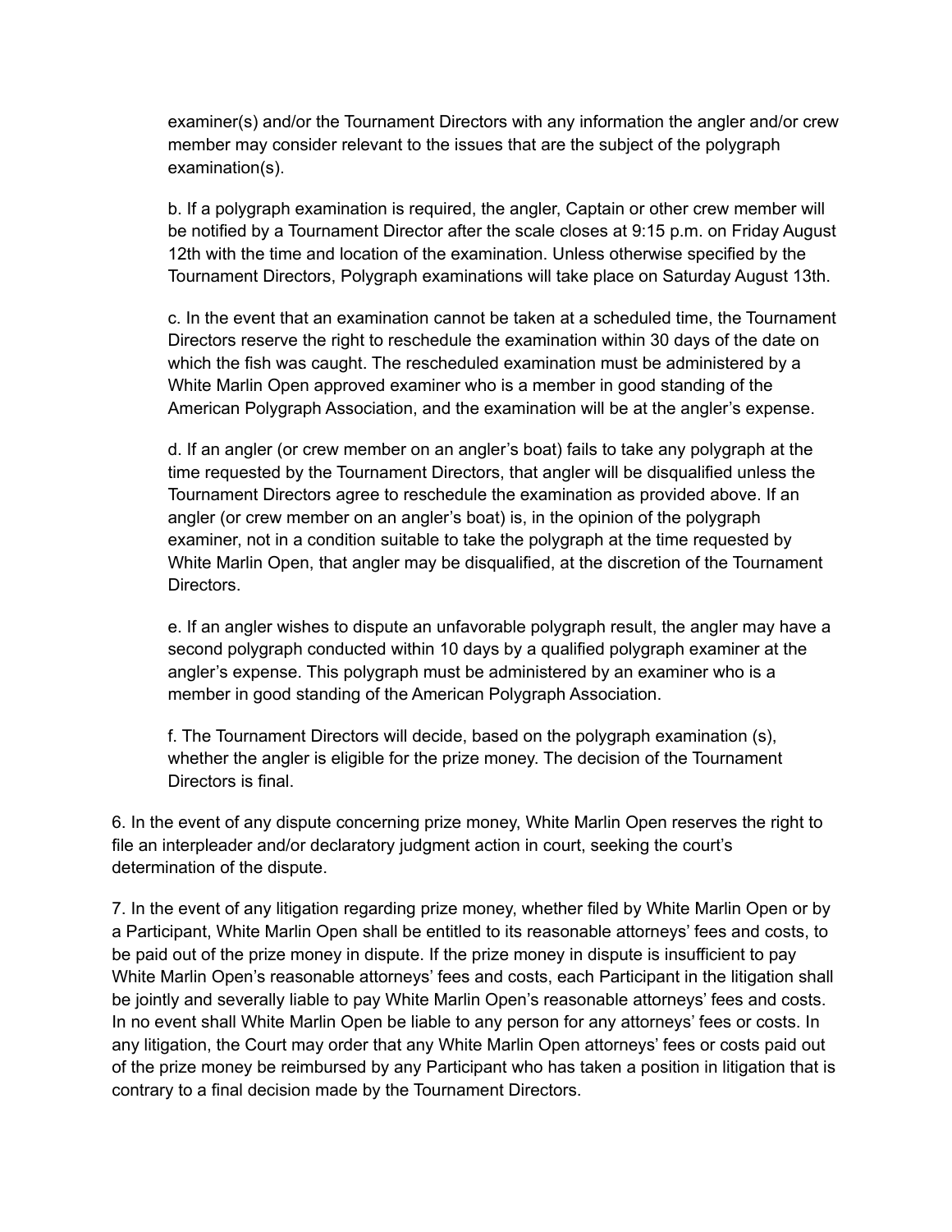examiner(s) and/or the Tournament Directors with any information the angler and/or crew member may consider relevant to the issues that are the subject of the polygraph examination(s).

b. If a polygraph examination is required, the angler, Captain or other crew member will be notified by a Tournament Director after the scale closes at 9:15 p.m. on Friday August 12th with the time and location of the examination. Unless otherwise specified by the Tournament Directors, Polygraph examinations will take place on Saturday August 13th.

c. In the event that an examination cannot be taken at a scheduled time, the Tournament Directors reserve the right to reschedule the examination within 30 days of the date on which the fish was caught. The rescheduled examination must be administered by a White Marlin Open approved examiner who is a member in good standing of the American Polygraph Association, and the examination will be at the angler's expense.

d. If an angler (or crew member on an angler's boat) fails to take any polygraph at the time requested by the Tournament Directors, that angler will be disqualified unless the Tournament Directors agree to reschedule the examination as provided above. If an angler (or crew member on an angler's boat) is, in the opinion of the polygraph examiner, not in a condition suitable to take the polygraph at the time requested by White Marlin Open, that angler may be disqualified, at the discretion of the Tournament Directors.

e. If an angler wishes to dispute an unfavorable polygraph result, the angler may have a second polygraph conducted within 10 days by a qualified polygraph examiner at the angler's expense. This polygraph must be administered by an examiner who is a member in good standing of the American Polygraph Association.

f. The Tournament Directors will decide, based on the polygraph examination (s), whether the angler is eligible for the prize money. The decision of the Tournament Directors is final.

6. In the event of any dispute concerning prize money, White Marlin Open reserves the right to file an interpleader and/or declaratory judgment action in court, seeking the court's determination of the dispute.

7. In the event of any litigation regarding prize money, whether filed by White Marlin Open or by a Participant, White Marlin Open shall be entitled to its reasonable attorneys' fees and costs, to be paid out of the prize money in dispute. If the prize money in dispute is insufficient to pay White Marlin Open's reasonable attorneys' fees and costs, each Participant in the litigation shall be jointly and severally liable to pay White Marlin Open's reasonable attorneys' fees and costs. In no event shall White Marlin Open be liable to any person for any attorneys' fees or costs. In any litigation, the Court may order that any White Marlin Open attorneys' fees or costs paid out of the prize money be reimbursed by any Participant who has taken a position in litigation that is contrary to a final decision made by the Tournament Directors.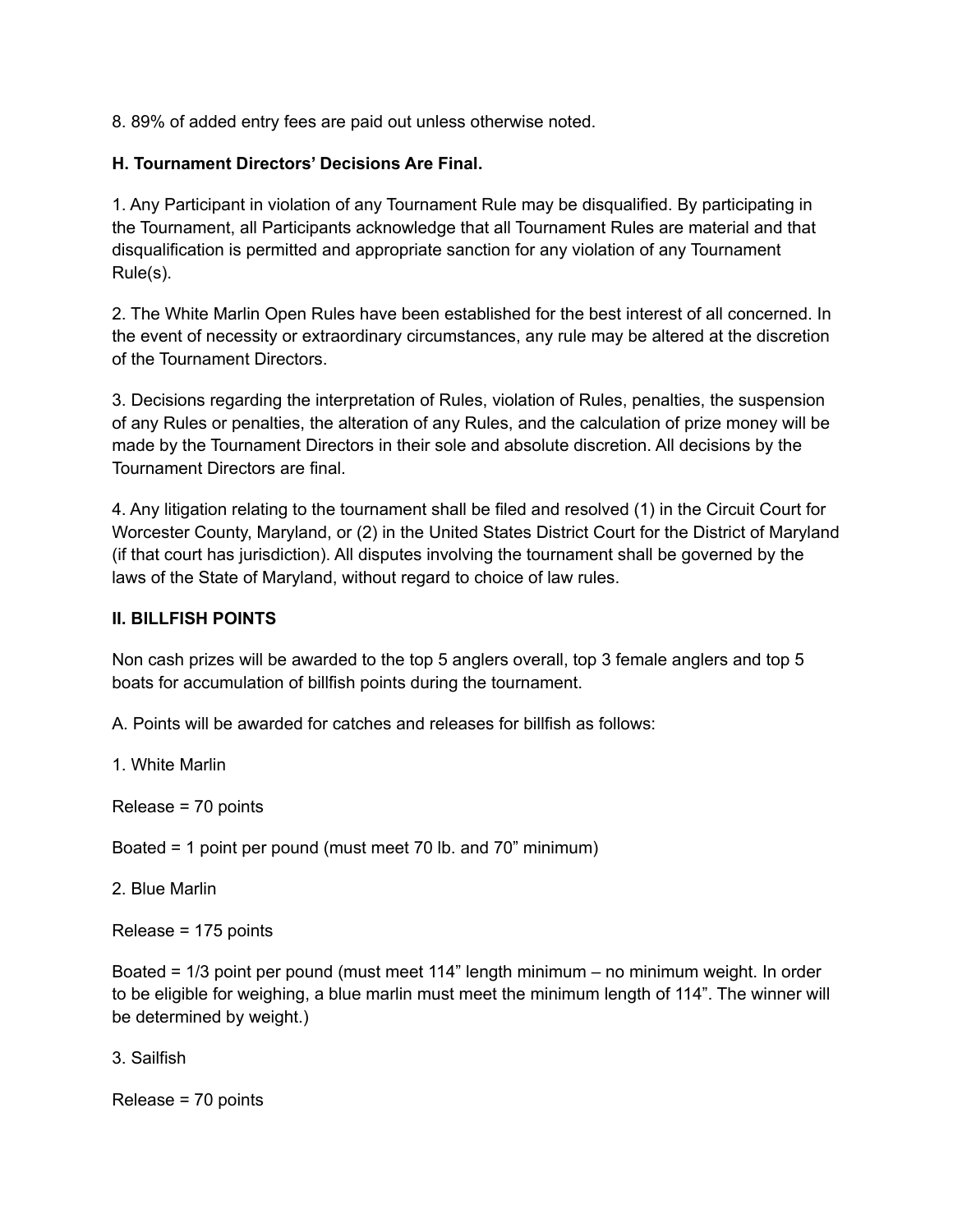8. 89% of added entry fees are paid out unless otherwise noted.

**H. Tournament Directors' Decisions Are Final.**

1. Any Participant in violation of any Tournament Rule may be disqualified. By participating in the Tournament, all Participants acknowledge that all Tournament Rules are material and that disqualification is permitted and appropriate sanction for any violation of any Tournament Rule(s).

2. The White Marlin Open Rules have been established for the best interest of all concerned. In the event of necessity or extraordinary circumstances, any rule may be altered at the discretion of the Tournament Directors.

3. Decisions regarding the interpretation of Rules, violation of Rules, penalties, the suspension of any Rules or penalties, the alteration of any Rules, and the calculation of prize money will be made by the Tournament Directors in their sole and absolute discretion. All decisions by the Tournament Directors are final.

4. Any litigation relating to the tournament shall be filed and resolved (1) in the Circuit Court for Worcester County, Maryland, or (2) in the United States District Court for the District of Maryland (if that court has jurisdiction). All disputes involving the tournament shall be governed by the laws of the State of Maryland, without regard to choice of law rules.

**II. BILLFISH POINTS**

Non cash prizes will be awarded to the top 5 anglers overall, top 3 female anglers and top 5 boats for accumulation of billfish points during the tournament.

A. Points will be awarded for catches and releases for billfish as follows:

1. White Marlin

Release = 70 points

Boated = 1 point per pound (must meet 70 lb. and 70" minimum)

2. Blue Marlin

Release = 175 points

Boated = 1/3 point per pound (must meet 114" length minimum – no minimum weight. In order to be eligible for weighing, a blue marlin must meet the minimum length of 114". The winner will be determined by weight.)

3. Sailfish

Release = 70 points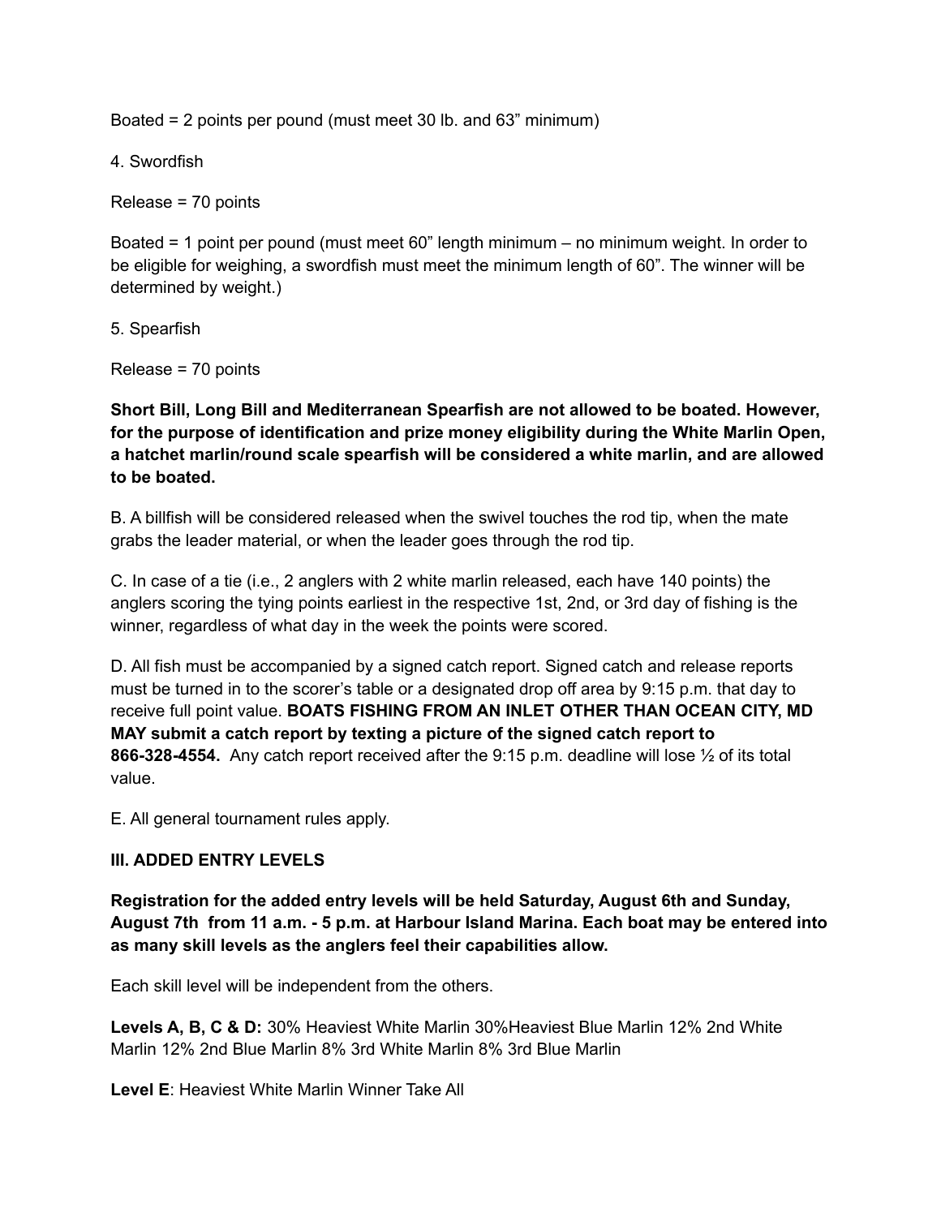Boated = 2 points per pound (must meet 30 lb. and 63" minimum)

4. Swordfish

Release = 70 points

Boated = 1 point per pound (must meet 60" length minimum – no minimum weight. In order to be eligible for weighing, a swordfish must meet the minimum length of 60". The winner will be determined by weight.)

5. Spearfish

Release = 70 points

**Short Bill, Long Bill and Mediterranean Spearfish are not allowed to be boated. However, for the purpose of identification and prize money eligibility during the White Marlin Open, a hatchet marlin/round scale spearfish will be considered a white marlin, and are allowed to be boated.**

B. A billfish will be considered released when the swivel touches the rod tip, when the mate grabs the leader material, or when the leader goes through the rod tip.

C. In case of a tie (i.e., 2 anglers with 2 white marlin released, each have 140 points) the anglers scoring the tying points earliest in the respective 1st, 2nd, or 3rd day of fishing is the winner, regardless of what day in the week the points were scored.

D. All fish must be accompanied by a signed catch report. Signed catch and release reports must be turned in to the scorer's table or a designated drop off area by 9:15 p.m. that day to receive full point value. **BOATS FISHING FROM AN INLET OTHER THAN OCEAN CITY, MD MAY submit a catch report by texting a picture of the signed catch report to 866-328-4554.** Any catch report received after the 9:15 p.m. deadline will lose ½ of its total value.

E. All general tournament rules apply.

## III. ADDED ENTRY LEVELS

**Registration for the added entry levels will be held Saturday, August 6th and Sunday, August 7th from 11 a.m. - 5 p.m. at Harbour Island Marina. Each boat may be entered into as many skill levels as the anglers feel their capabilities allow.**

Each skill level will be independent from the others.

**Levels A, B, C & D:** 30% Heaviest White Marlin 30%Heaviest Blue Marlin 12% 2nd White Marlin 12% 2nd Blue Marlin 8% 3rd White Marlin 8% 3rd Blue Marlin

**Level E**: Heaviest White Marlin Winner Take All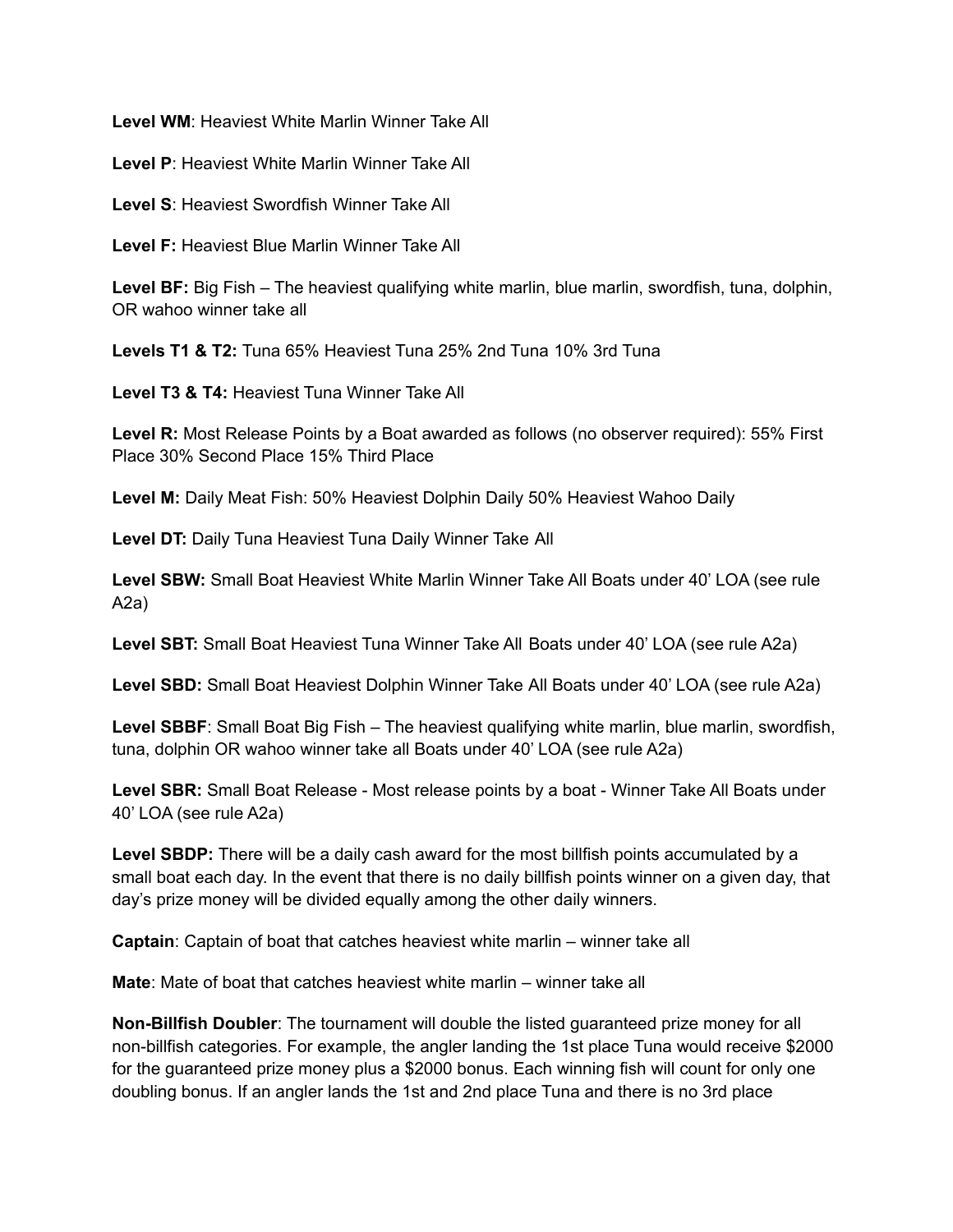**Level WM**: Heaviest White Marlin Winner Take All

**Level P**: Heaviest White Marlin Winner Take All

**Level S**: Heaviest Swordfish Winner Take All

**Level F:** Heaviest Blue Marlin Winner Take All

**Level BF:** Big Fish – The heaviest qualifying white marlin, blue marlin, swordfish, tuna, dolphin, OR wahoo winner take all

**Levels T1 & T2:** Tuna 65% Heaviest Tuna 25% 2nd Tuna 10% 3rd Tuna

**Level T3 & T4:** Heaviest Tuna Winner Take All

**Level R:** Most Release Points by a Boat awarded as follows (no observer required): 55% First Place 30% Second Place 15% Third Place

**Level M:** Daily Meat Fish: 50% Heaviest Dolphin Daily 50% Heaviest Wahoo Daily

**Level DT:** Daily Tuna Heaviest Tuna Daily Winner Take All

**Level SBW:** Small Boat Heaviest White Marlin Winner Take All Boats under 40' LOA (see rule A2a)

**Level SBT:** Small Boat Heaviest Tuna Winner Take All Boats under 40' LOA (see rule A2a)

**Level SBD:** Small Boat Heaviest Dolphin Winner Take All Boats under 40' LOA (see rule A2a)

**Level SBBF**: Small Boat Big Fish – The heaviest qualifying white marlin, blue marlin, swordfish, tuna, dolphin OR wahoo winner take all Boats under 40' LOA (see rule A2a)

**Level SBR:** Small Boat Release - Most release points by a boat - Winner Take All Boats under 40' LOA (see rule A2a)

**Level SBDP:** There will be a daily cash award for the most billfish points accumulated by a small boat each day. In the event that there is no daily billfish points winner on a given day, that day's prize money will be divided equally among the other daily winners.

**Captain**: Captain of boat that catches heaviest white marlin – winner take all

**Mate**: Mate of boat that catches heaviest white marlin – winner take all

**Non-Billfish Doubler**: The tournament will double the listed guaranteed prize money for all non-billfish categories. For example, the angler landing the 1st place Tuna would receive $2000 for the guaranteed prize money plus a $2000 bonus. Each winning fish will count for only one doubling bonus. If an angler lands the 1st and 2nd place Tuna and there is no 3rd place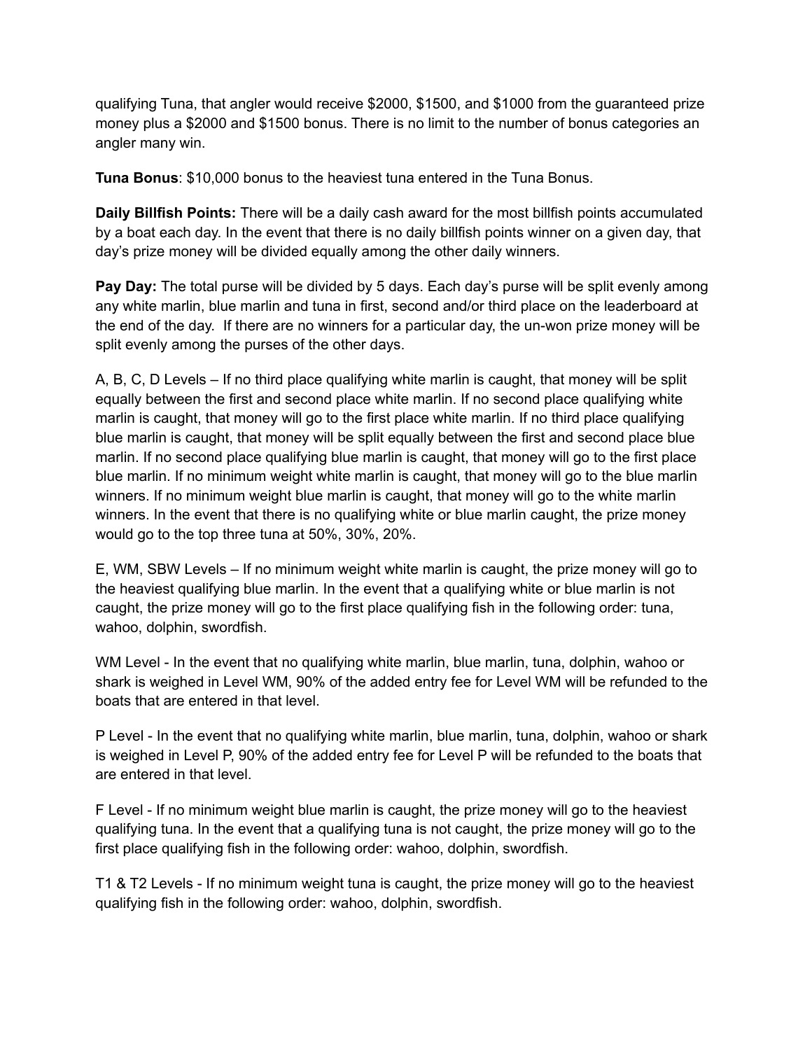qualifying Tuna, that angler would receive $2000, $1500, and $1000 from the guaranteed prize money plus a $2000 and $1500 bonus. There is no limit to the number of bonus categories an angler many win.

**Tuna Bonus**: $10,000 bonus to the heaviest tuna entered in the Tuna Bonus.

**Daily Billfish Points:** There will be a daily cash award for the most billfish points accumulated by a boat each day. In the event that there is no daily billfish points winner on a given day, that day's prize money will be divided equally among the other daily winners.

**Pay Day:** The total purse will be divided by 5 days. Each day's purse will be split evenly among any white marlin, blue marlin and tuna in first, second and/or third place on the leaderboard at the end of the day. If there are no winners for a particular day, the un-won prize money will be split evenly among the purses of the other days.

A, B, C, D Levels – If no third place qualifying white marlin is caught, that money will be split equally between the first and second place white marlin. If no second place qualifying white marlin is caught, that money will go to the first place white marlin. If no third place qualifying blue marlin is caught, that money will be split equally between the first and second place blue marlin. If no second place qualifying blue marlin is caught, that money will go to the first place blue marlin. If no minimum weight white marlin is caught, that money will go to the blue marlin winners. If no minimum weight blue marlin is caught, that money will go to the white marlin winners. In the event that there is no qualifying white or blue marlin caught, the prize money would go to the top three tuna at 50%, 30%, 20%.

E, WM, SBW Levels – If no minimum weight white marlin is caught, the prize money will go to the heaviest qualifying blue marlin. In the event that a qualifying white or blue marlin is not caught, the prize money will go to the first place qualifying fish in the following order: tuna, wahoo, dolphin, swordfish.

WM Level - In the event that no qualifying white marlin, blue marlin, tuna, dolphin, wahoo or shark is weighed in Level WM, 90% of the added entry fee for Level WM will be refunded to the boats that are entered in that level.

P Level - In the event that no qualifying white marlin, blue marlin, tuna, dolphin, wahoo or shark is weighed in Level P, 90% of the added entry fee for Level P will be refunded to the boats that are entered in that level.

F Level - If no minimum weight blue marlin is caught, the prize money will go to the heaviest qualifying tuna. In the event that a qualifying tuna is not caught, the prize money will go to the first place qualifying fish in the following order: wahoo, dolphin, swordfish.

T1 & T2 Levels - If no minimum weight tuna is caught, the prize money will go to the heaviest qualifying fish in the following order: wahoo, dolphin, swordfish.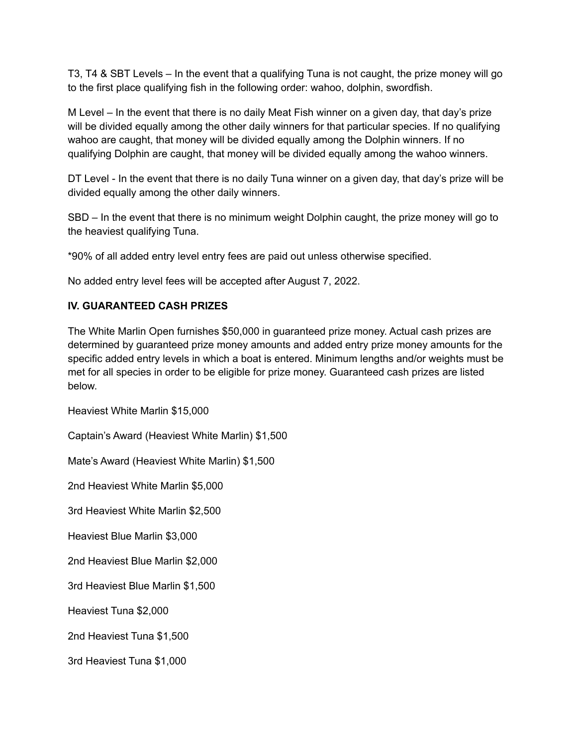T3, T4 & SBT Levels – In the event that a qualifying Tuna is not caught, the prize money will go to the first place qualifying fish in the following order: wahoo, dolphin, swordfish.

M Level – In the event that there is no daily Meat Fish winner on a given day, that day's prize will be divided equally among the other daily winners for that particular species. If no qualifying wahoo are caught, that money will be divided equally among the Dolphin winners. If no qualifying Dolphin are caught, that money will be divided equally among the wahoo winners.

DT Level - In the event that there is no daily Tuna winner on a given day, that day's prize will be divided equally among the other daily winners.

SBD – In the event that there is no minimum weight Dolphin caught, the prize money will go to the heaviest qualifying Tuna.

*90% of all added entry level entry fees are paid out unless otherwise specified.

No added entry level fees will be accepted after August 7, 2022.

## IV. GUARANTEED CASH PRIZES

The White Marlin Open furnishes $50,000 in guaranteed prize money. Actual cash prizes are determined by guaranteed prize money amounts and added entry prize money amounts for the specific added entry levels in which a boat is entered. Minimum lengths and/or weights must be met for all species in order to be eligible for prize money. Guaranteed cash prizes are listed below.

Heaviest White Marlin $15,000

Captain's Award (Heaviest White Marlin) $1,500

Mate's Award (Heaviest White Marlin) $1,500

2nd Heaviest White Marlin $5,000

3rd Heaviest White Marlin $2,500

Heaviest Blue Marlin $3,000

2nd Heaviest Blue Marlin $2,000

3rd Heaviest Blue Marlin $1,500

Heaviest Tuna $2,000

2nd Heaviest Tuna $1,500

3rd Heaviest Tuna $1,000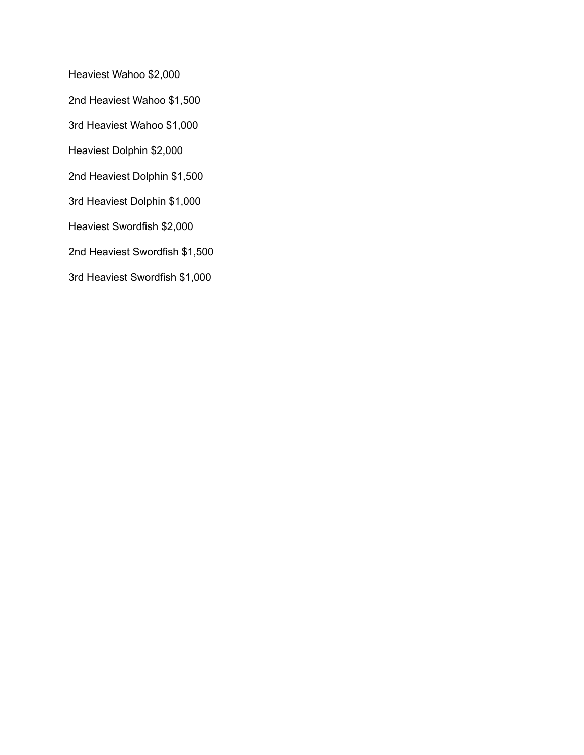Heaviest Wahoo $2,000

2nd Heaviest Wahoo $1,500

3rd Heaviest Wahoo $1,000

Heaviest Dolphin $2,000

2nd Heaviest Dolphin $1,500

3rd Heaviest Dolphin $1,000

Heaviest Swordfish $2,000

2nd Heaviest Swordfish $1,500

3rd Heaviest Swordfish $1,000